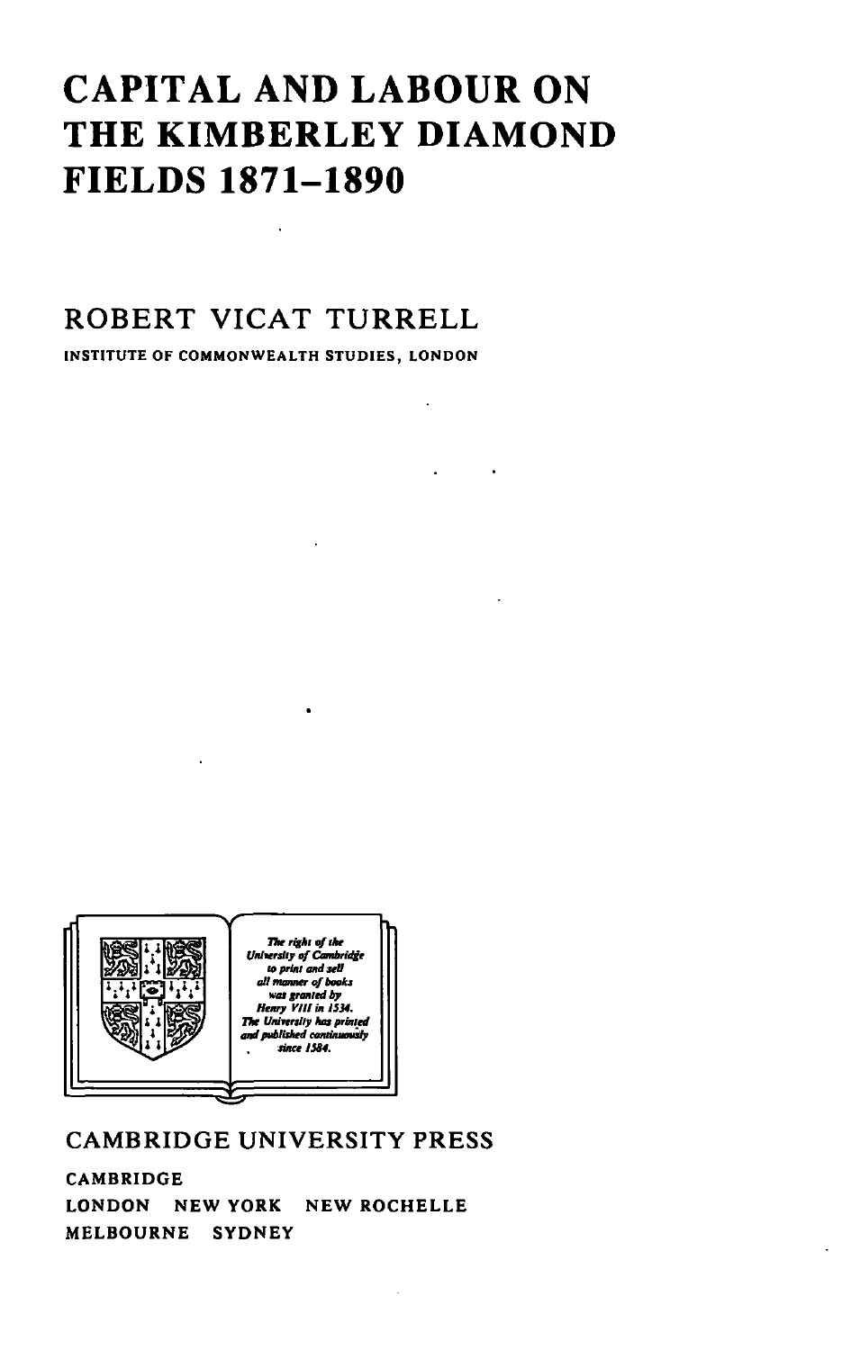# CAPITAL AND LABOUR ON THE KIMBERLEY DIAMOND FIELDS 1871–1890

ROBERT VICAT TURRELL

INSTITUTE OF COMMONWEALTH STUDIES, LONDON

*The right of the University of Cambridge to print and sell all manner of books was granted by Henry VIII in 1534. The University has printed and published continuously since 1584.*

CAMBRIDGE UNIVERSITY PRESS

CAMBRIDGE

LONDON NEW YORK NEW ROCHELLE

MELBOURNE SYDNEY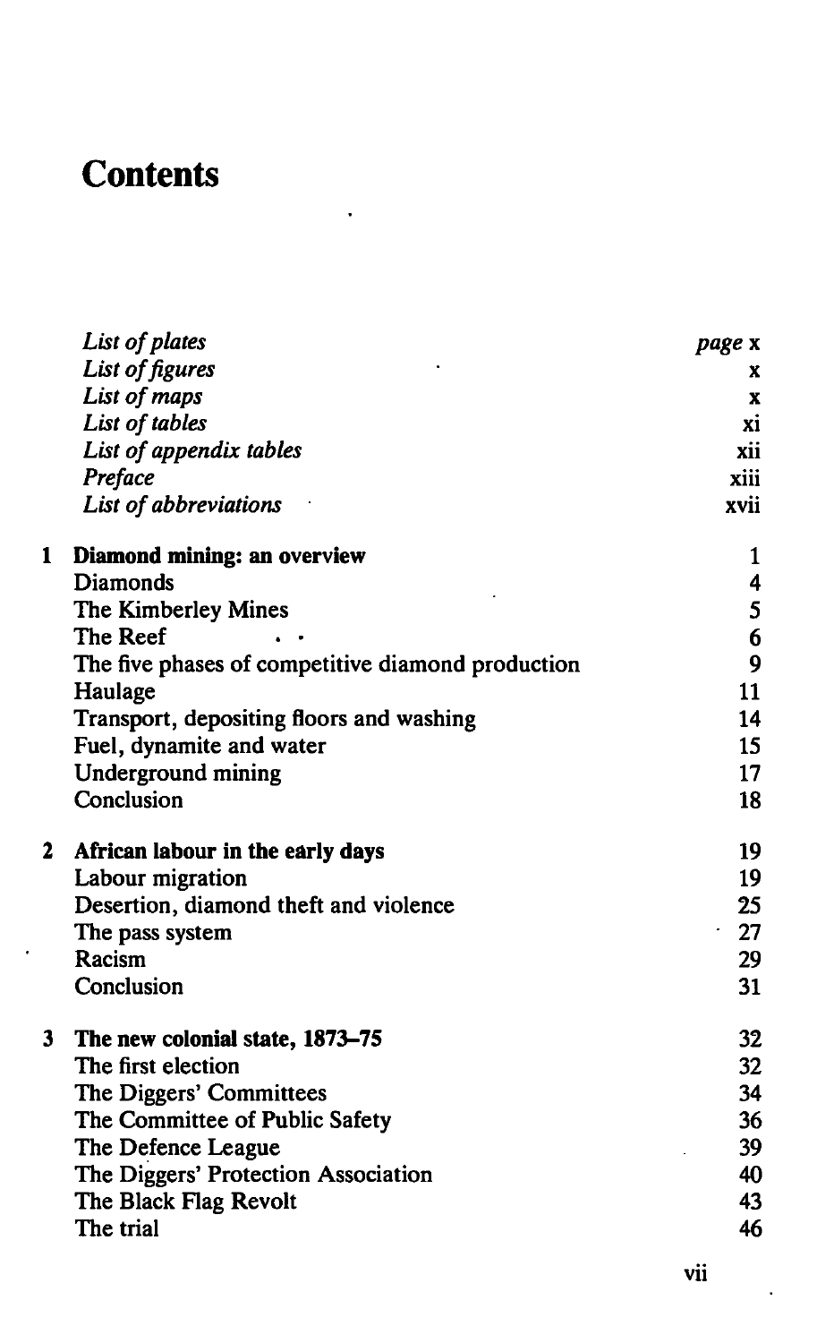# Contents

| | | |
|---|---|---|
| | *List of plates* | *page* x |
| | *List of figures* | x |
| | *List of maps* | x |
| | *List of tables* | xi |
| | *List of appendix tables* | xii |
| | *Preface* | xiii |
| | *List of abbreviations* | xvii |
| **1** | **Diamond mining: an overview** | 1 |
| | Diamonds | 4 |
| | The Kimberley Mines | 5 |
| | The Reef | 6 |
| | The five phases of competitive diamond production | 9 |
| | Haulage | 11 |
| | Transport, depositing floors and washing | 14 |
| | Fuel, dynamite and water | 15 |
| | Underground mining | 17 |
| | Conclusion | 18 |
| **2** | **African labour in the early days** | 19 |
| | Labour migration | 19 |
| | Desertion, diamond theft and violence | 25 |
| | The pass system | 27 |
| | Racism | 29 |
| | Conclusion | 31 |
| **3** | **The new colonial state, 1873–75** | 32 |
| | The first election | 32 |
| | The Diggers' Committees | 34 |
| | The Committee of Public Safety | 36 |
| | The Defence League | 39 |
| | The Diggers' Protection Association | 40 |
| | The Black Flag Revolt | 43 |
| | The trial | 46 |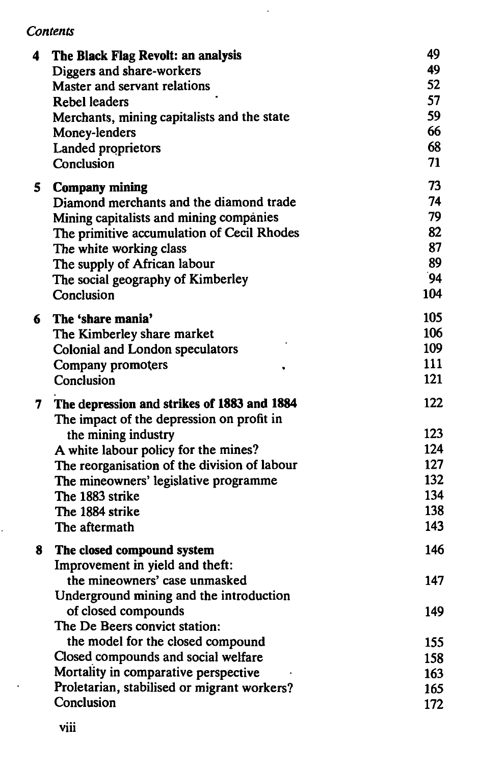*Contents*

| | | |
|---|---|---|
| **4** | **The Black Flag Revolt: an analysis** | 49 |
| | Diggers and share-workers | 49 |
| | Master and servant relations | 52 |
| | Rebel leaders | 57 |
| | Merchants, mining capitalists and the state | 59 |
| | Money-lenders | 66 |
| | Landed proprietors | 68 |
| | Conclusion | 71 |
| **5** | **Company mining** | 73 |
| | Diamond merchants and the diamond trade | 74 |
| | Mining capitalists and mining companies | 79 |
| | The primitive accumulation of Cecil Rhodes | 82 |
| | The white working class | 87 |
| | The supply of African labour | 89 |
| | The social geography of Kimberley | 94 |
| | Conclusion | 104 |
| **6** | **The 'share mania'** | 105 |
| | The Kimberley share market | 106 |
| | Colonial and London speculators | 109 |
| | Company promoters | 111 |
| | Conclusion | 121 |
| **7** | **The depression and strikes of 1883 and 1884** | 122 |
| | The impact of the depression on profit in the mining industry | 123 |
| | A white labour policy for the mines? | 124 |
| | The reorganisation of the division of labour | 127 |
| | The mineowners' legislative programme | 132 |
| | The 1883 strike | 134 |
| | The 1884 strike | 138 |
| | The aftermath | 143 |
| **8** | **The closed compound system** | 146 |
| | Improvement in yield and theft: the mineowners' case unmasked | 147 |
| | Underground mining and the introduction of closed compounds | 149 |
| | The De Beers convict station: the model for the closed compound | 155 |
| | Closed compounds and social welfare | 158 |
| | Mortality in comparative perspective | 163 |
| | Proletarian, stabilised or migrant workers? | 165 |
| | Conclusion | 172 |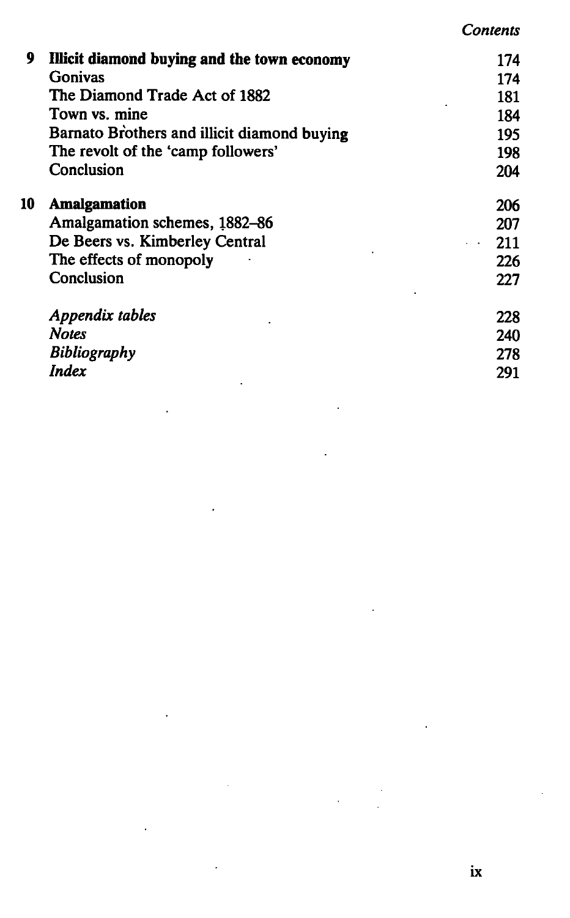| | | |
|---|---|---|
| **9** | **Illicit diamond buying and the town economy** | 174 |
| | Gonivas | 174 |
| | The Diamond Trade Act of 1882 | 181 |
| | Town vs. mine | 184 |
| | Barnato Brothers and illicit diamond buying | 195 |
| | The revolt of the 'camp followers' | 198 |
| | Conclusion | 204 |
| **10** | **Amalgamation** | 206 |
| | Amalgamation schemes, 1882–86 | 207 |
| | De Beers vs. Kimberley Central | 211 |
| | The effects of monopoly | 226 |
| | Conclusion | 227 |
| | *Appendix tables* | 228 |
| | *Notes* | 240 |
| | *Bibliography* | 278 |
| | *Index* | 291 |